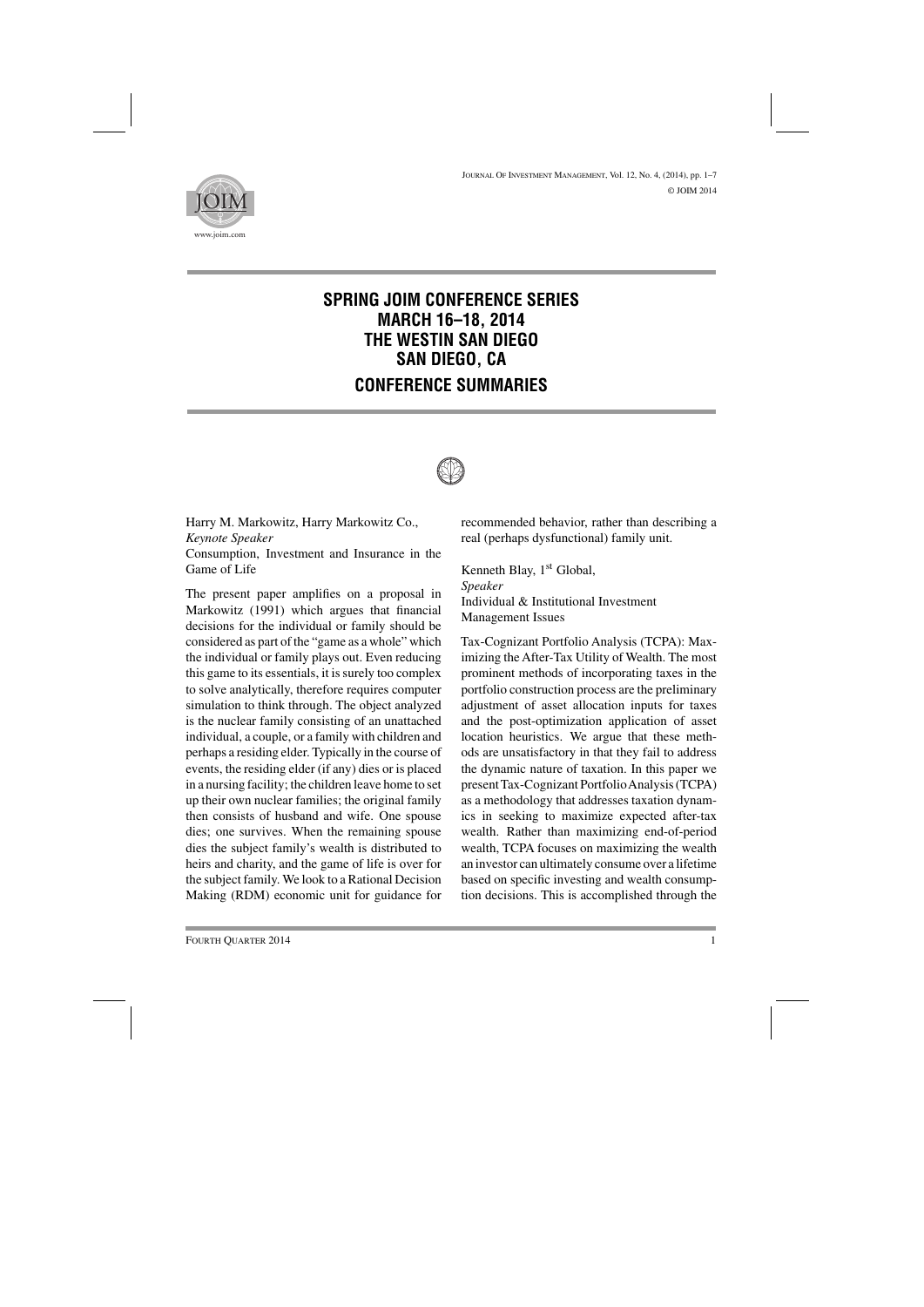# SPRING JOIM CONFERENCE SERIES
# MARCH 16–18, 2014
# THE WESTIN SAN DIEGO
# SAN DIEGO, CA

## CONFERENCE SUMMARIES

Harry M. Markowitz, Harry Markowitz Co.,
*Keynote Speaker*
Consumption, Investment and Insurance in the Game of Life

The present paper amplifies on a proposal in Markowitz (1991) which argues that financial decisions for the individual or family should be considered as part of the "game as a whole" which the individual or family plays out. Even reducing this game to its essentials, it is surely too complex to solve analytically, therefore requires computer simulation to think through. The object analyzed is the nuclear family consisting of an unattached individual, a couple, or a family with children and perhaps a residing elder. Typically in the course of events, the residing elder (if any) dies or is placed in a nursing facility; the children leave home to set up their own nuclear families; the original family then consists of husband and wife. One spouse dies; one survives. When the remaining spouse dies the subject family's wealth is distributed to heirs and charity, and the game of life is over for the subject family. We look to a Rational Decision Making (RDM) economic unit for guidance for recommended behavior, rather than describing a real (perhaps dysfunctional) family unit.

Kenneth Blay, 1st Global,
*Speaker*
Individual & Institutional Investment Management Issues

Tax-Cognizant Portfolio Analysis (TCPA): Maximizing the After-Tax Utility of Wealth. The most prominent methods of incorporating taxes in the portfolio construction process are the preliminary adjustment of asset allocation inputs for taxes and the post-optimization application of asset location heuristics. We argue that these methods are unsatisfactory in that they fail to address the dynamic nature of taxation. In this paper we present Tax-Cognizant Portfolio Analysis (TCPA) as a methodology that addresses taxation dynamics in seeking to maximize expected after-tax wealth. Rather than maximizing end-of-period wealth, TCPA focuses on maximizing the wealth an investor can ultimately consume over a lifetime based on specific investing and wealth consumption decisions. This is accomplished through the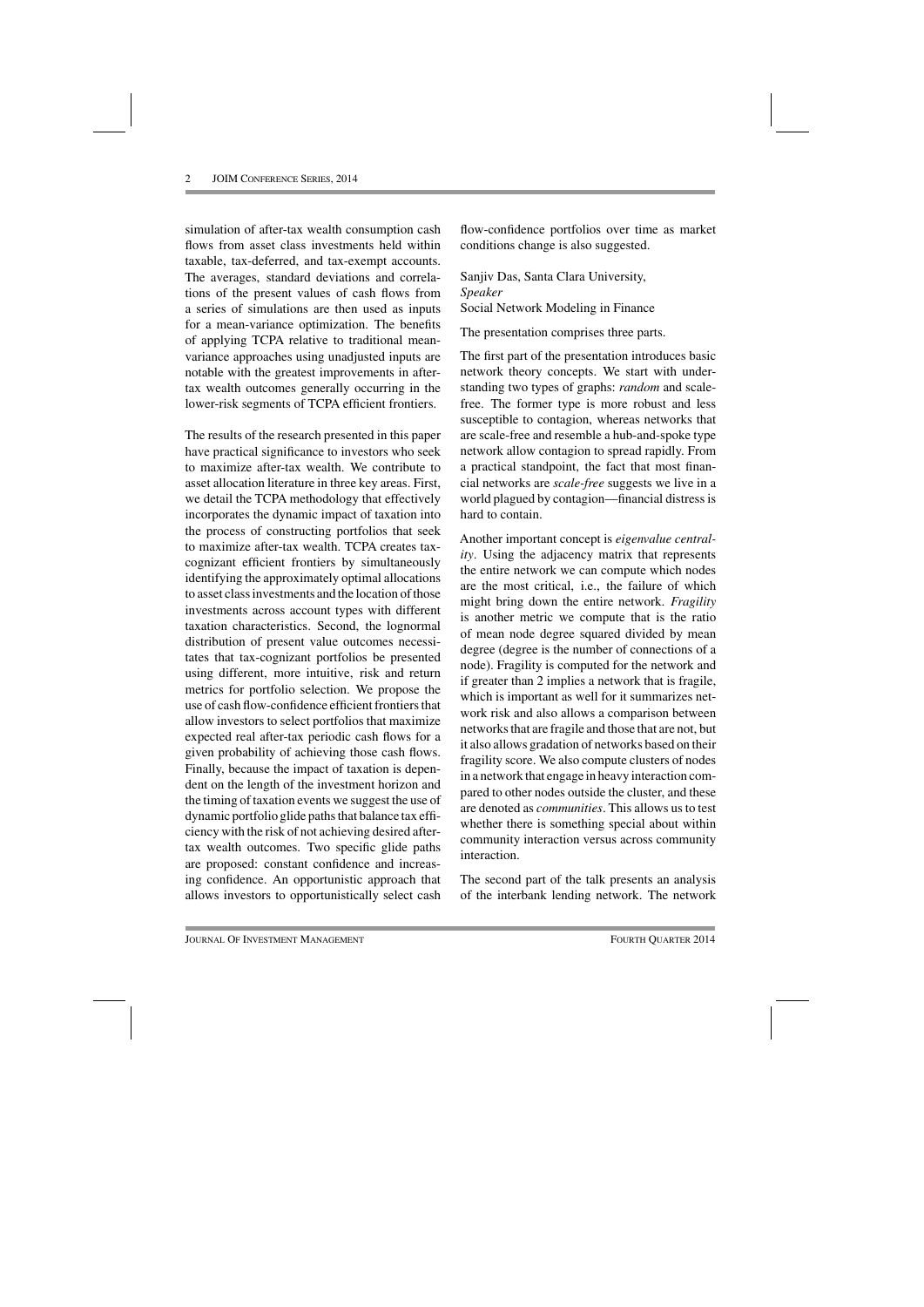simulation of after-tax wealth consumption cash flows from asset class investments held within taxable, tax-deferred, and tax-exempt accounts. The averages, standard deviations and correlations of the present values of cash flows from a series of simulations are then used as inputs for a mean-variance optimization. The benefits of applying TCPA relative to traditional mean-variance approaches using unadjusted inputs are notable with the greatest improvements in after-tax wealth outcomes generally occurring in the lower-risk segments of TCPA efficient frontiers.

The results of the research presented in this paper have practical significance to investors who seek to maximize after-tax wealth. We contribute to asset allocation literature in three key areas. First, we detail the TCPA methodology that effectively incorporates the dynamic impact of taxation into the process of constructing portfolios that seek to maximize after-tax wealth. TCPA creates tax-cognizant efficient frontiers by simultaneously identifying the approximately optimal allocations to asset class investments and the location of those investments across account types with different taxation characteristics. Second, the lognormal distribution of present value outcomes necessitates that tax-cognizant portfolios be presented using different, more intuitive, risk and return metrics for portfolio selection. We propose the use of cash flow-confidence efficient frontiers that allow investors to select portfolios that maximize expected real after-tax periodic cash flows for a given probability of achieving those cash flows. Finally, because the impact of taxation is dependent on the length of the investment horizon and the timing of taxation events we suggest the use of dynamic portfolio glide paths that balance tax efficiency with the risk of not achieving desired after-tax wealth outcomes. Two specific glide paths are proposed: constant confidence and increasing confidence. An opportunistic approach that allows investors to opportunistically select cash flow-confidence portfolios over time as market conditions change is also suggested.

Sanjiv Das, Santa Clara University,
*Speaker*
Social Network Modeling in Finance

The presentation comprises three parts.

The first part of the presentation introduces basic network theory concepts. We start with understanding two types of graphs: *random* and scale-free. The former type is more robust and less susceptible to contagion, whereas networks that are scale-free and resemble a hub-and-spoke type network allow contagion to spread rapidly. From a practical standpoint, the fact that most financial networks are *scale-free* suggests we live in a world plagued by contagion—financial distress is hard to contain.

Another important concept is *eigenvalue centrality*. Using the adjacency matrix that represents the entire network we can compute which nodes are the most critical, i.e., the failure of which might bring down the entire network. *Fragility* is another metric we compute that is the ratio of mean node degree squared divided by mean degree (degree is the number of connections of a node). Fragility is computed for the network and if greater than 2 implies a network that is fragile, which is important as well for it summarizes network risk and also allows a comparison between networks that are fragile and those that are not, but it also allows gradation of networks based on their fragility score. We also compute clusters of nodes in a network that engage in heavy interaction compared to other nodes outside the cluster, and these are denoted as *communities*. This allows us to test whether there is something special about within community interaction versus across community interaction.

The second part of the talk presents an analysis of the interbank lending network. The network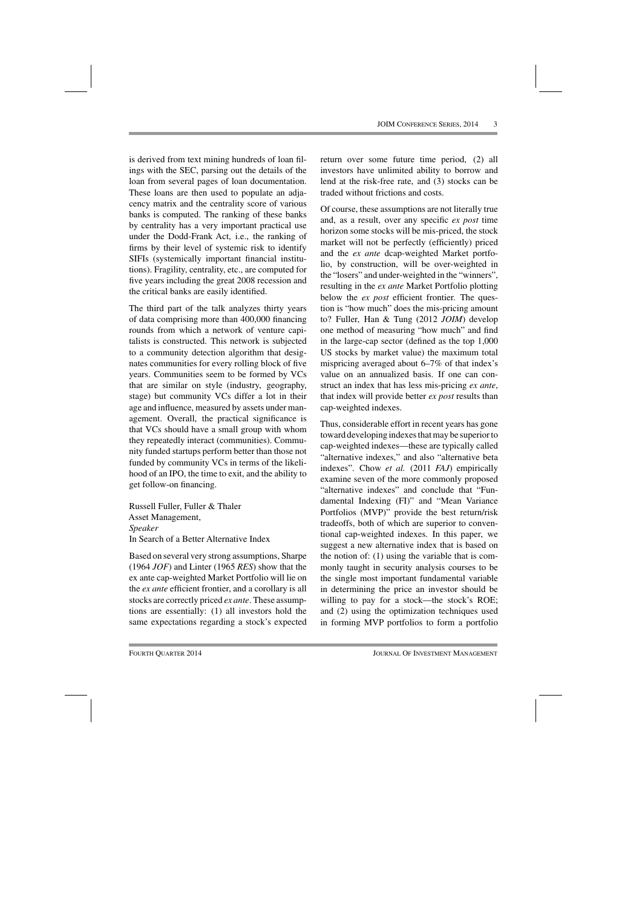is derived from text mining hundreds of loan filings with the SEC, parsing out the details of the loan from several pages of loan documentation. These loans are then used to populate an adjacency matrix and the centrality score of various banks is computed. The ranking of these banks by centrality has a very important practical use under the Dodd-Frank Act, i.e., the ranking of firms by their level of systemic risk to identify SIFIs (systemically important financial institutions). Fragility, centrality, etc., are computed for five years including the great 2008 recession and the critical banks are easily identified.

The third part of the talk analyzes thirty years of data comprising more than 400,000 financing rounds from which a network of venture capitalists is constructed. This network is subjected to a community detection algorithm that designates communities for every rolling block of five years. Communities seem to be formed by VCs that are similar on style (industry, geography, stage) but community VCs differ a lot in their age and influence, measured by assets under management. Overall, the practical significance is that VCs should have a small group with whom they repeatedly interact (communities). Community funded startups perform better than those not funded by community VCs in terms of the likelihood of an IPO, the time to exit, and the ability to get follow-on financing.

Russell Fuller, Fuller & Thaler
Asset Management,
*Speaker*
In Search of a Better Alternative Index

Based on several very strong assumptions, Sharpe (1964 *JOF*) and Linter (1965 *RES*) show that the ex ante cap-weighted Market Portfolio will lie on the *ex ante* efficient frontier, and a corollary is all stocks are correctly priced *ex ante*. These assumptions are essentially: (1) all investors hold the same expectations regarding a stock's expected return over some future time period, (2) all investors have unlimited ability to borrow and lend at the risk-free rate, and (3) stocks can be traded without frictions and costs.

Of course, these assumptions are not literally true and, as a result, over any specific *ex post* time horizon some stocks will be mis-priced, the stock market will not be perfectly (efficiently) priced and the *ex ante* dcap-weighted Market portfolio, by construction, will be over-weighted in the "losers" and under-weighted in the "winners", resulting in the *ex ante* Market Portfolio plotting below the *ex post* efficient frontier. The question is "how much" does the mis-pricing amount to? Fuller, Han & Tung (2012 *JOIM*) develop one method of measuring "how much" and find in the large-cap sector (defined as the top 1,000 US stocks by market value) the maximum total mispricing averaged about 6–7% of that index's value on an annualized basis. If one can construct an index that has less mis-pricing *ex ante*, that index will provide better *ex post* results than cap-weighted indexes.

Thus, considerable effort in recent years has gone toward developing indexes that may be superior to cap-weighted indexes—these are typically called "alternative indexes," and also "alternative beta indexes". Chow *et al.* (2011 *FAJ*) empirically examine seven of the more commonly proposed "alternative indexes" and conclude that "Fundamental Indexing (FI)" and "Mean Variance Portfolios (MVP)" provide the best return/risk tradeoffs, both of which are superior to conventional cap-weighted indexes. In this paper, we suggest a new alternative index that is based on the notion of: (1) using the variable that is commonly taught in security analysis courses to be the single most important fundamental variable in determining the price an investor should be willing to pay for a stock—the stock's ROE; and (2) using the optimization techniques used in forming MVP portfolios to form a portfolio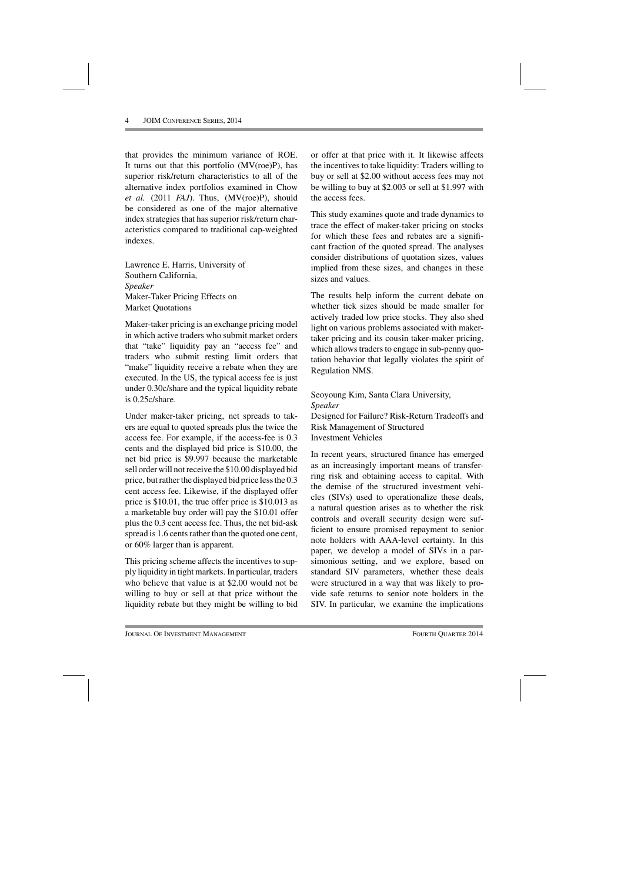that provides the minimum variance of ROE. It turns out that this portfolio (MV(roe)P), has superior risk/return characteristics to all of the alternative index portfolios examined in Chow *et al.* (2011 *FAJ*). Thus, (MV(roe)P), should be considered as one of the major alternative index strategies that has superior risk/return characteristics compared to traditional cap-weighted indexes.

Lawrence E. Harris, University of Southern California,
*Speaker*
Maker-Taker Pricing Effects on Market Quotations

Maker-taker pricing is an exchange pricing model in which active traders who submit market orders that "take" liquidity pay an "access fee" and traders who submit resting limit orders that "make" liquidity receive a rebate when they are executed. In the US, the typical access fee is just under 0.30c/share and the typical liquidity rebate is 0.25c/share.

Under maker-taker pricing, net spreads to takers are equal to quoted spreads plus the twice the access fee. For example, if the access-fee is 0.3 cents and the displayed bid price is $10.00, the net bid price is $9.997 because the marketable sell order will not receive the $10.00 displayed bid price, but rather the displayed bid price less the 0.3 cent access fee. Likewise, if the displayed offer price is $10.01, the true offer price is $10.013 as a marketable buy order will pay the $10.01 offer plus the 0.3 cent access fee. Thus, the net bid-ask spread is 1.6 cents rather than the quoted one cent, or 60% larger than is apparent.

This pricing scheme affects the incentives to supply liquidity in tight markets. In particular, traders who believe that value is at $2.00 would not be willing to buy or sell at that price without the liquidity rebate but they might be willing to bid or offer at that price with it. It likewise affects the incentives to take liquidity: Traders willing to buy or sell at $2.00 without access fees may not be willing to buy at $2.003 or sell at $1.997 with the access fees.

This study examines quote and trade dynamics to trace the effect of maker-taker pricing on stocks for which these fees and rebates are a significant fraction of the quoted spread. The analyses consider distributions of quotation sizes, values implied from these sizes, and changes in these sizes and values.

The results help inform the current debate on whether tick sizes should be made smaller for actively traded low price stocks. They also shed light on various problems associated with maker-taker pricing and its cousin taker-maker pricing, which allows traders to engage in sub-penny quotation behavior that legally violates the spirit of Regulation NMS.

Seoyoung Kim, Santa Clara University,
*Speaker*
Designed for Failure? Risk-Return Tradeoffs and Risk Management of Structured Investment Vehicles

In recent years, structured finance has emerged as an increasingly important means of transferring risk and obtaining access to capital. With the demise of the structured investment vehicles (SIVs) used to operationalize these deals, a natural question arises as to whether the risk controls and overall security design were sufficient to ensure promised repayment to senior note holders with AAA-level certainty. In this paper, we develop a model of SIVs in a parsimonious setting, and we explore, based on standard SIV parameters, whether these deals were structured in a way that was likely to provide safe returns to senior note holders in the SIV. In particular, we examine the implications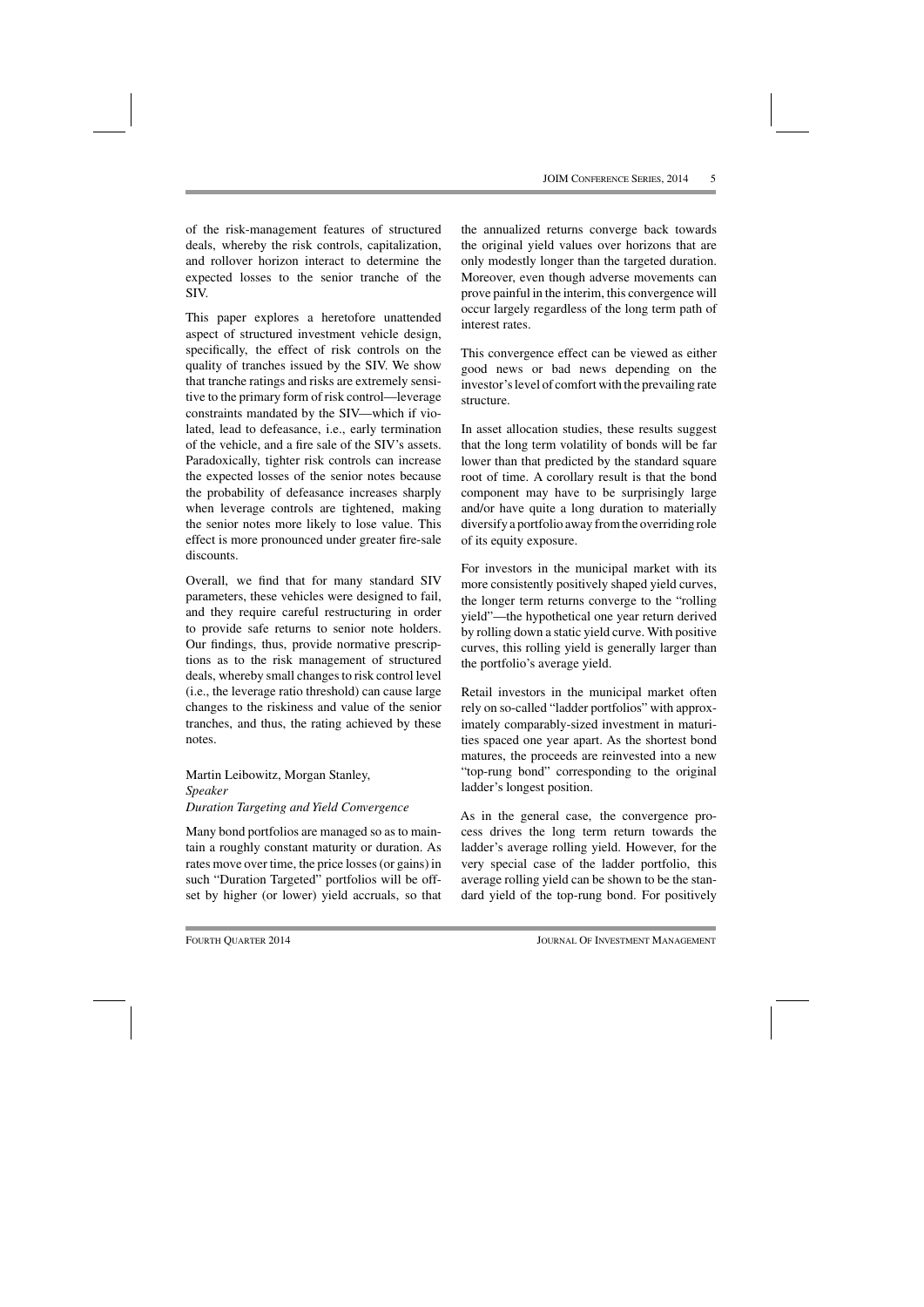of the risk-management features of structured deals, whereby the risk controls, capitalization, and rollover horizon interact to determine the expected losses to the senior tranche of the SIV.

This paper explores a heretofore unattended aspect of structured investment vehicle design, specifically, the effect of risk controls on the quality of tranches issued by the SIV. We show that tranche ratings and risks are extremely sensitive to the primary form of risk control—leverage constraints mandated by the SIV—which if violated, lead to defeasance, i.e., early termination of the vehicle, and a fire sale of the SIV's assets. Paradoxically, tighter risk controls can increase the expected losses of the senior notes because the probability of defeasance increases sharply when leverage controls are tightened, making the senior notes more likely to lose value. This effect is more pronounced under greater fire-sale discounts.

Overall, we find that for many standard SIV parameters, these vehicles were designed to fail, and they require careful restructuring in order to provide safe returns to senior note holders. Our findings, thus, provide normative prescriptions as to the risk management of structured deals, whereby small changes to risk control level (i.e., the leverage ratio threshold) can cause large changes to the riskiness and value of the senior tranches, and thus, the rating achieved by these notes.

Martin Leibowitz, Morgan Stanley,
*Speaker*
*Duration Targeting and Yield Convergence*

Many bond portfolios are managed so as to maintain a roughly constant maturity or duration. As rates move over time, the price losses (or gains) in such "Duration Targeted" portfolios will be offset by higher (or lower) yield accruals, so that the annualized returns converge back towards the original yield values over horizons that are only modestly longer than the targeted duration. Moreover, even though adverse movements can prove painful in the interim, this convergence will occur largely regardless of the long term path of interest rates.

This convergence effect can be viewed as either good news or bad news depending on the investor's level of comfort with the prevailing rate structure.

In asset allocation studies, these results suggest that the long term volatility of bonds will be far lower than that predicted by the standard square root of time. A corollary result is that the bond component may have to be surprisingly large and/or have quite a long duration to materially diversify a portfolio away from the overriding role of its equity exposure.

For investors in the municipal market with its more consistently positively shaped yield curves, the longer term returns converge to the "rolling yield"—the hypothetical one year return derived by rolling down a static yield curve. With positive curves, this rolling yield is generally larger than the portfolio's average yield.

Retail investors in the municipal market often rely on so-called "ladder portfolios" with approximately comparably-sized investment in maturities spaced one year apart. As the shortest bond matures, the proceeds are reinvested into a new "top-rung bond" corresponding to the original ladder's longest position.

As in the general case, the convergence process drives the long term return towards the ladder's average rolling yield. However, for the very special case of the ladder portfolio, this average rolling yield can be shown to be the standard yield of the top-rung bond. For positively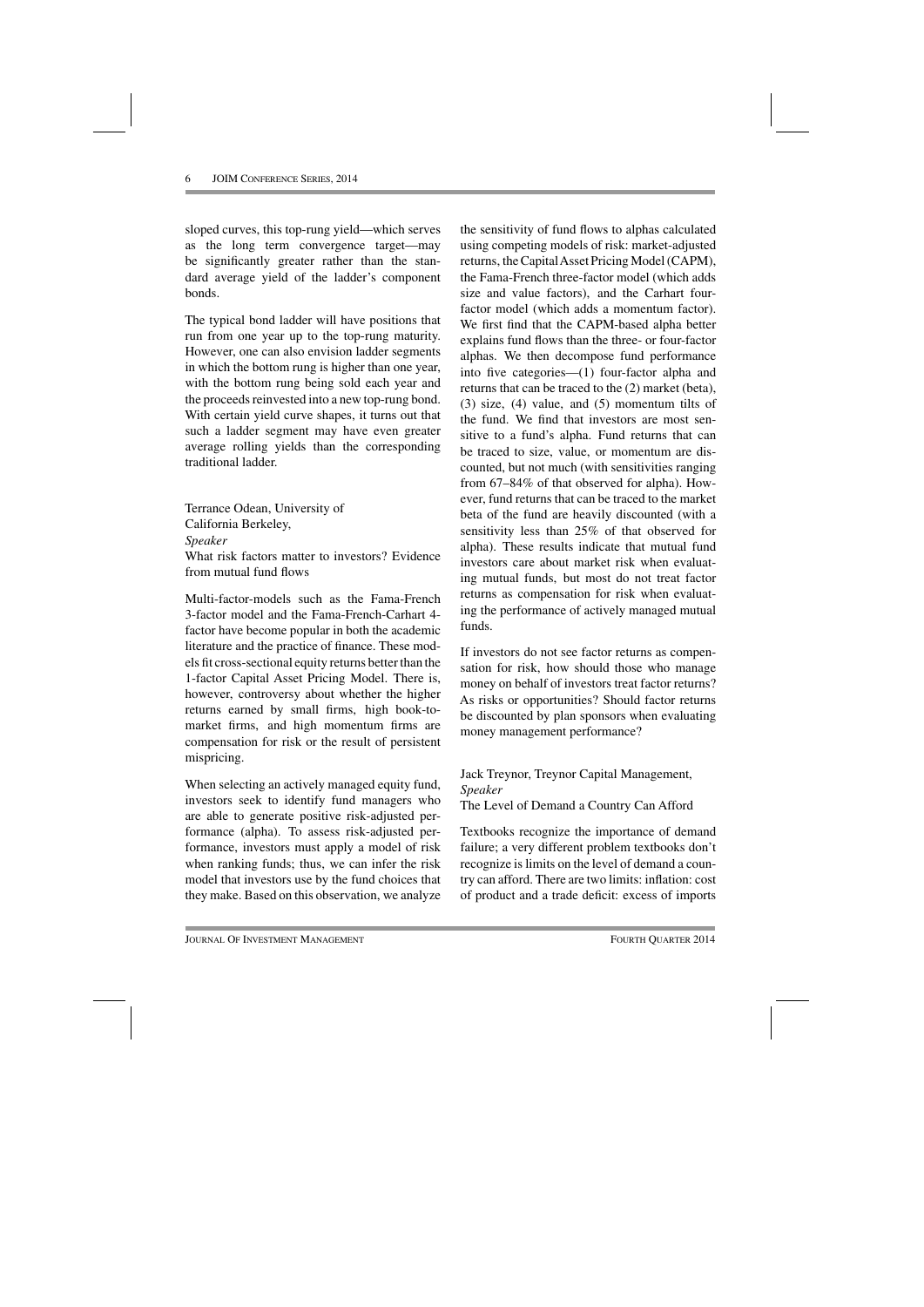sloped curves, this top-rung yield—which serves as the long term convergence target—may be significantly greater rather than the standard average yield of the ladder's component bonds.

The typical bond ladder will have positions that run from one year up to the top-rung maturity. However, one can also envision ladder segments in which the bottom rung is higher than one year, with the bottom rung being sold each year and the proceeds reinvested into a new top-rung bond. With certain yield curve shapes, it turns out that such a ladder segment may have even greater average rolling yields than the corresponding traditional ladder.

Terrance Odean, University of California Berkeley,
*Speaker*
What risk factors matter to investors? Evidence from mutual fund flows

Multi-factor-models such as the Fama-French 3-factor model and the Fama-French-Carhart 4-factor have become popular in both the academic literature and the practice of finance. These models fit cross-sectional equity returns better than the 1-factor Capital Asset Pricing Model. There is, however, controversy about whether the higher returns earned by small firms, high book-to-market firms, and high momentum firms are compensation for risk or the result of persistent mispricing.

When selecting an actively managed equity fund, investors seek to identify fund managers who are able to generate positive risk-adjusted performance (alpha). To assess risk-adjusted performance, investors must apply a model of risk when ranking funds; thus, we can infer the risk model that investors use by the fund choices that they make. Based on this observation, we analyze the sensitivity of fund flows to alphas calculated using competing models of risk: market-adjusted returns, the Capital Asset Pricing Model (CAPM), the Fama-French three-factor model (which adds size and value factors), and the Carhart four-factor model (which adds a momentum factor). We first find that the CAPM-based alpha better explains fund flows than the three- or four-factor alphas. We then decompose fund performance into five categories—(1) four-factor alpha and returns that can be traced to the (2) market (beta), (3) size, (4) value, and (5) momentum tilts of the fund. We find that investors are most sensitive to a fund's alpha. Fund returns that can be traced to size, value, or momentum are discounted, but not much (with sensitivities ranging from 67–84% of that observed for alpha). However, fund returns that can be traced to the market beta of the fund are heavily discounted (with a sensitivity less than 25% of that observed for alpha). These results indicate that mutual fund investors care about market risk when evaluating mutual funds, but most do not treat factor returns as compensation for risk when evaluating the performance of actively managed mutual funds.

If investors do not see factor returns as compensation for risk, how should those who manage money on behalf of investors treat factor returns? As risks or opportunities? Should factor returns be discounted by plan sponsors when evaluating money management performance?

Jack Treynor, Treynor Capital Management,
*Speaker*
The Level of Demand a Country Can Afford

Textbooks recognize the importance of demand failure; a very different problem textbooks don't recognize is limits on the level of demand a country can afford. There are two limits: inflation: cost of product and a trade deficit: excess of imports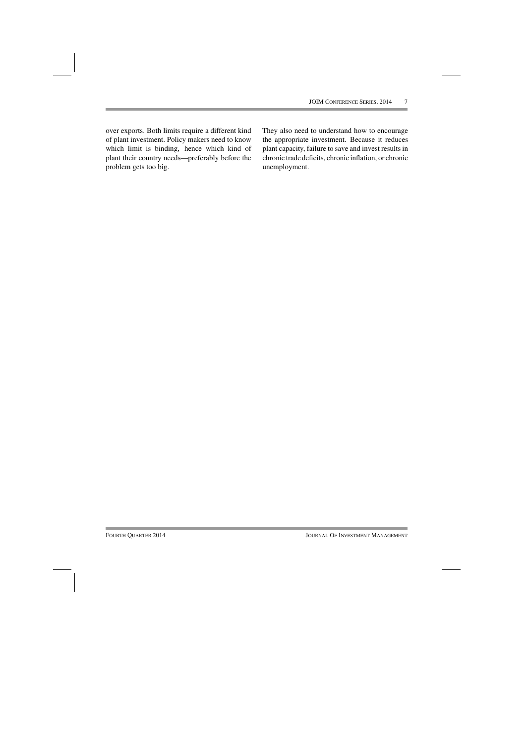over exports. Both limits require a different kind of plant investment. Policy makers need to know which limit is binding, hence which kind of plant their country needs—preferably before the problem gets too big.

They also need to understand how to encourage the appropriate investment. Because it reduces plant capacity, failure to save and invest results in chronic trade deficits, chronic inflation, or chronic unemployment.